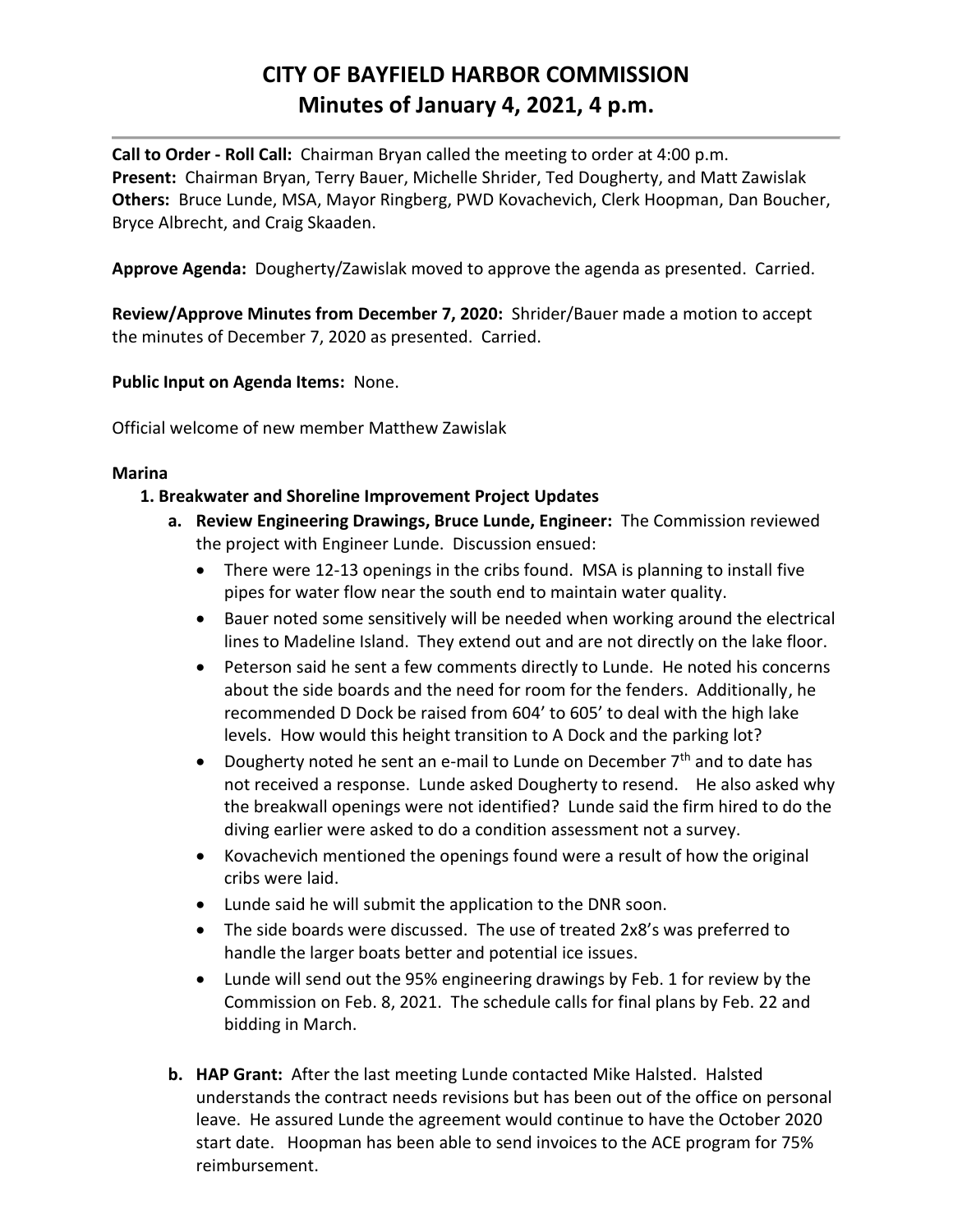# CITY OF BAYFIELD HARBOR COMMISSION
# Minutes of January 4, 2021, 4 p.m.

**Call to Order - Roll Call:** Chairman Bryan called the meeting to order at 4:00 p.m.
**Present:** Chairman Bryan, Terry Bauer, Michelle Shrider, Ted Dougherty, and Matt Zawislak
**Others:** Bruce Lunde, MSA, Mayor Ringberg, PWD Kovachevich, Clerk Hoopman, Dan Boucher, Bryce Albrecht, and Craig Skaaden.

**Approve Agenda:** Dougherty/Zawislak moved to approve the agenda as presented. Carried.

**Review/Approve Minutes from December 7, 2020:** Shrider/Bauer made a motion to accept the minutes of December 7, 2020 as presented. Carried.

**Public Input on Agenda Items:** None.

Official welcome of new member Matthew Zawislak

**Marina**

1. **Breakwater and Shoreline Improvement Project Updates**
   a. **Review Engineering Drawings, Bruce Lunde, Engineer:** The Commission reviewed the project with Engineer Lunde. Discussion ensued:
      - There were 12-13 openings in the cribs found. MSA is planning to install five pipes for water flow near the south end to maintain water quality.
      - Bauer noted some sensitively will be needed when working around the electrical lines to Madeline Island. They extend out and are not directly on the lake floor.
      - Peterson said he sent a few comments directly to Lunde. He noted his concerns about the side boards and the need for room for the fenders. Additionally, he recommended D Dock be raised from 604' to 605' to deal with the high lake levels. How would this height transition to A Dock and the parking lot?
      - Dougherty noted he sent an e-mail to Lunde on December 7th and to date has not received a response. Lunde asked Dougherty to resend. He also asked why the breakwall openings were not identified? Lunde said the firm hired to do the diving earlier were asked to do a condition assessment not a survey.
      - Kovachevich mentioned the openings found were a result of how the original cribs were laid.
      - Lunde said he will submit the application to the DNR soon.
      - The side boards were discussed. The use of treated 2x8's was preferred to handle the larger boats better and potential ice issues.
      - Lunde will send out the 95% engineering drawings by Feb. 1 for review by the Commission on Feb. 8, 2021. The schedule calls for final plans by Feb. 22 and bidding in March.

   b. **HAP Grant:** After the last meeting Lunde contacted Mike Halsted. Halsted understands the contract needs revisions but has been out of the office on personal leave. He assured Lunde the agreement would continue to have the October 2020 start date. Hoopman has been able to send invoices to the ACE program for 75% reimbursement.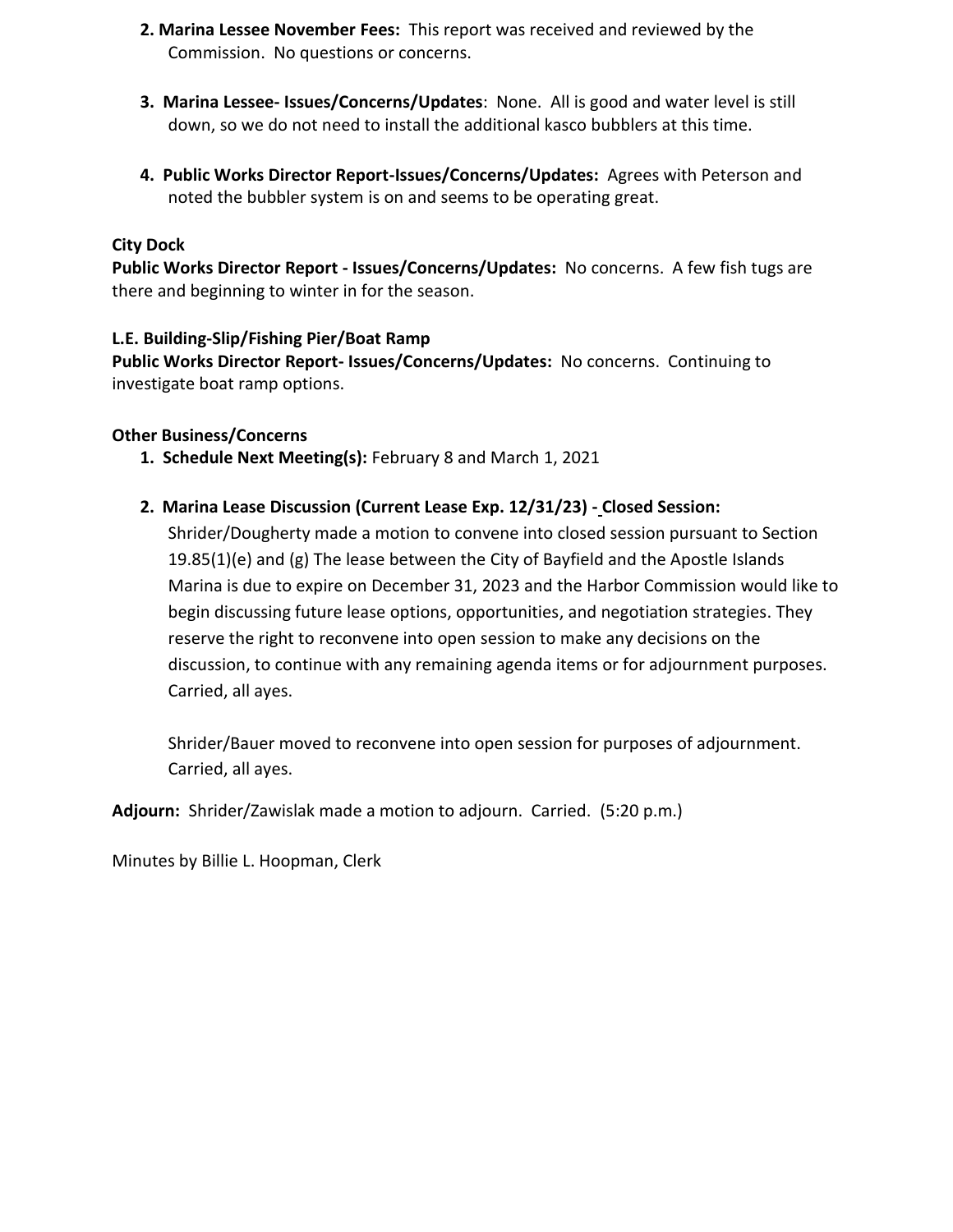2. **Marina Lessee November Fees:** This report was received and reviewed by the Commission. No questions or concerns.

3. **Marina Lessee- Issues/Concerns/Updates**: None. All is good and water level is still down, so we do not need to install the additional kasco bubblers at this time.

4. **Public Works Director Report-Issues/Concerns/Updates:** Agrees with Peterson and noted the bubbler system is on and seems to be operating great.

**City Dock**
**Public Works Director Report - Issues/Concerns/Updates:** No concerns. A few fish tugs are there and beginning to winter in for the season.

**L.E. Building-Slip/Fishing Pier/Boat Ramp**
**Public Works Director Report- Issues/Concerns/Updates:** No concerns. Continuing to investigate boat ramp options.

**Other Business/Concerns**

1. **Schedule Next Meeting(s):** February 8 and March 1, 2021

2. **Marina Lease Discussion (Current Lease Exp. 12/31/23) - Closed Session:**
   Shrider/Dougherty made a motion to convene into closed session pursuant to Section 19.85(1)(e) and (g) The lease between the City of Bayfield and the Apostle Islands Marina is due to expire on December 31, 2023 and the Harbor Commission would like to begin discussing future lease options, opportunities, and negotiation strategies. They reserve the right to reconvene into open session to make any decisions on the discussion, to continue with any remaining agenda items or for adjournment purposes. Carried, all ayes.

   Shrider/Bauer moved to reconvene into open session for purposes of adjournment. Carried, all ayes.

**Adjourn:** Shrider/Zawislak made a motion to adjourn. Carried. (5:20 p.m.)

Minutes by Billie L. Hoopman, Clerk